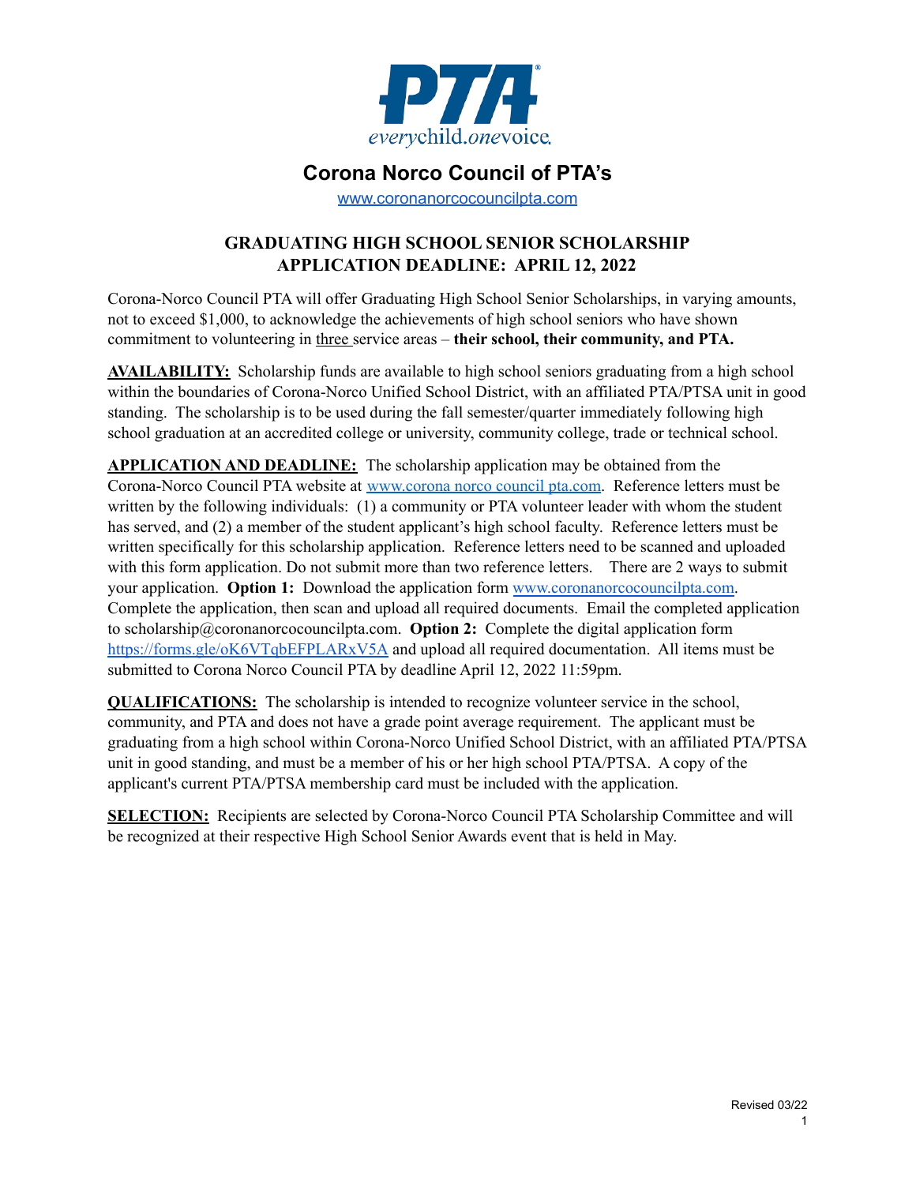# Corona Norco Council of PTA's

www.coronanorcocouncilpta.com

## GRADUATING HIGH SCHOOL SENIOR SCHOLARSHIP
## APPLICATION DEADLINE: APRIL 12, 2022

Corona-Norco Council PTA will offer Graduating High School Senior Scholarships, in varying amounts, not to exceed $1,000, to acknowledge the achievements of high school seniors who have shown commitment to volunteering in three service areas – **their school, their community, and PTA.**

**AVAILABILITY:** Scholarship funds are available to high school seniors graduating from a high school within the boundaries of Corona-Norco Unified School District, with an affiliated PTA/PTSA unit in good standing. The scholarship is to be used during the fall semester/quarter immediately following high school graduation at an accredited college or university, community college, trade or technical school.

**APPLICATION AND DEADLINE:** The scholarship application may be obtained from the Corona-Norco Council PTA website at www.corona norco council pta.com. Reference letters must be written by the following individuals: (1) a community or PTA volunteer leader with whom the student has served, and (2) a member of the student applicant's high school faculty. Reference letters must be written specifically for this scholarship application. Reference letters need to be scanned and uploaded with this form application. Do not submit more than two reference letters. There are 2 ways to submit your application. **Option 1:** Download the application form www.coronanorcocouncilpta.com. Complete the application, then scan and upload all required documents. Email the completed application to scholarship@coronanorcocouncilpta.com. **Option 2:** Complete the digital application form https://forms.gle/oK6VTqbEFPLARxV5A and upload all required documentation. All items must be submitted to Corona Norco Council PTA by deadline April 12, 2022 11:59pm.

**QUALIFICATIONS:** The scholarship is intended to recognize volunteer service in the school, community, and PTA and does not have a grade point average requirement. The applicant must be graduating from a high school within Corona-Norco Unified School District, with an affiliated PTA/PTSA unit in good standing, and must be a member of his or her high school PTA/PTSA. A copy of the applicant's current PTA/PTSA membership card must be included with the application.

**SELECTION:** Recipients are selected by Corona-Norco Council PTA Scholarship Committee and will be recognized at their respective High School Senior Awards event that is held in May.

Revised 03/22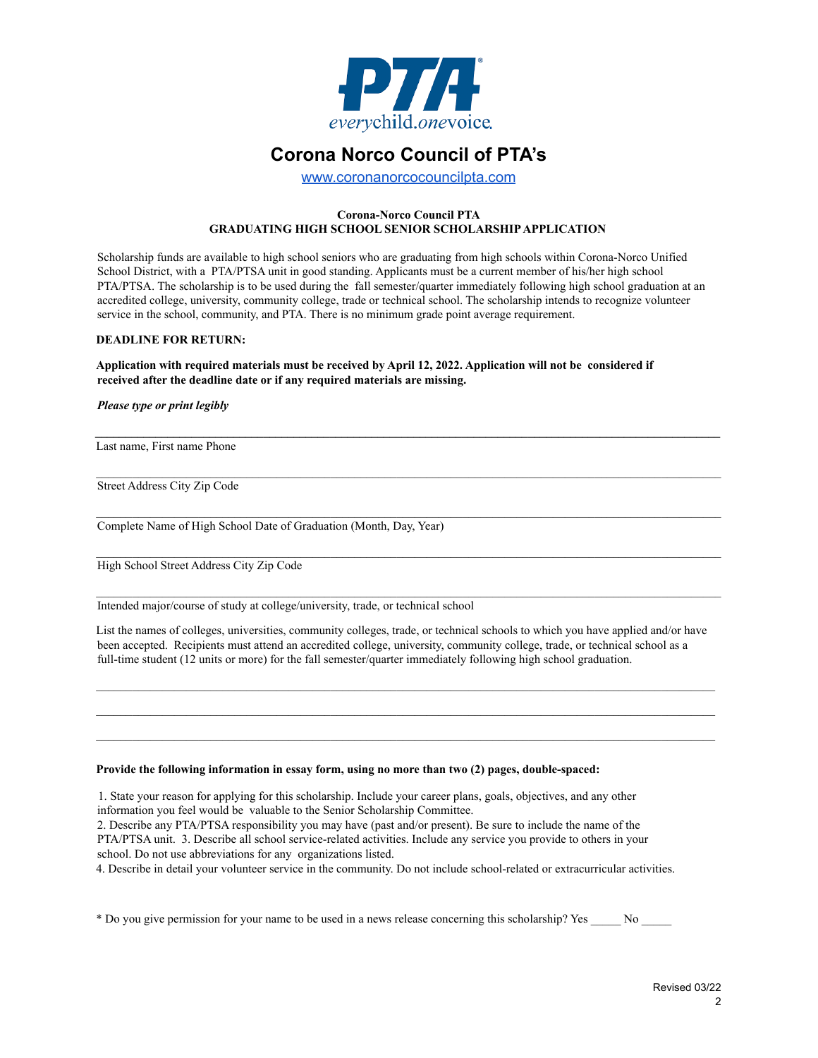# Corona Norco Council of PTA's

www.coronanorcocouncilpta.com

**Corona-Norco Council PTA**
**GRADUATING HIGH SCHOOL SENIOR SCHOLARSHIP APPLICATION**

Scholarship funds are available to high school seniors who are graduating from high schools within Corona-Norco Unified School District, with a PTA/PTSA unit in good standing. Applicants must be a current member of his/her high school PTA/PTSA. The scholarship is to be used during the fall semester/quarter immediately following high school graduation at an accredited college, university, community college, trade or technical school. The scholarship intends to recognize volunteer service in the school, community, and PTA. There is no minimum grade point average requirement.

**DEADLINE FOR RETURN:**

**Application with required materials must be received by April 12, 2022. Application will not be considered if received after the deadline date or if any required materials are missing.**

***Please type or print legibly***

_______________________________________________________________________________

Last name, First name Phone

_______________________________________________________________________________

Street Address City Zip Code

_______________________________________________________________________________

Complete Name of High School Date of Graduation (Month, Day, Year)

_______________________________________________________________________________

High School Street Address City Zip Code

_______________________________________________________________________________

Intended major/course of study at college/university, trade, or technical school

List the names of colleges, universities, community colleges, trade, or technical schools to which you have applied and/or have been accepted. Recipients must attend an accredited college, university, community college, trade, or technical school as a full-time student (12 units or more) for the fall semester/quarter immediately following high school graduation.

_______________________________________________________________________________

_______________________________________________________________________________

_______________________________________________________________________________

**Provide the following information in essay form, using no more than two (2) pages, double-spaced:**

1. State your reason for applying for this scholarship. Include your career plans, goals, objectives, and any other information you feel would be valuable to the Senior Scholarship Committee.
2. Describe any PTA/PTSA responsibility you may have (past and/or present). Be sure to include the name of the PTA/PTSA unit.
3. Describe all school service-related activities. Include any service you provide to others in your school. Do not use abbreviations for any organizations listed.
4. Describe in detail your volunteer service in the community. Do not include school-related or extracurricular activities.

* Do you give permission for your name to be used in a news release concerning this scholarship? Yes _____ No _____

Revised 03/22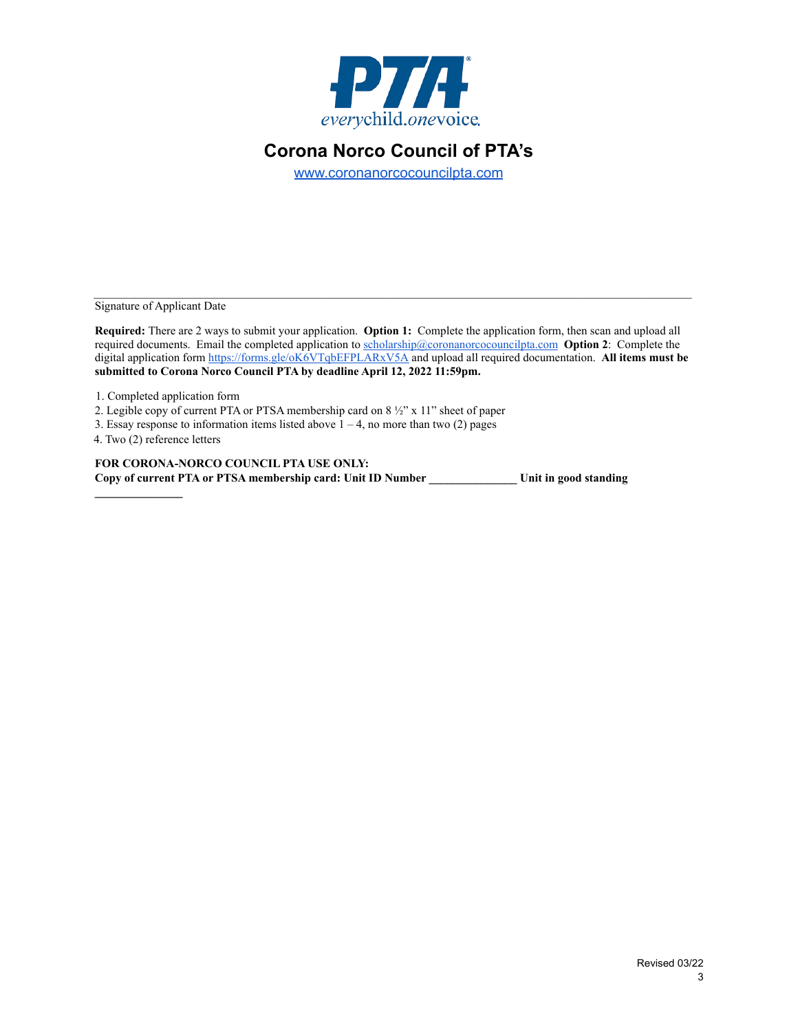PTA
everychild.onevoice.

# Corona Norco Council of PTA's

www.coronanorcocouncilpta.com

______________________________________________________________________________

Signature of Applicant Date

**Required:** There are 2 ways to submit your application. **Option 1:** Complete the application form, then scan and upload all required documents. Email the completed application to scholarship@coronanorcocouncilpta.com **Option 2**: Complete the digital application form https://forms.gle/oK6VTqbEFPLARxV5A and upload all required documentation. **All items must be submitted to Corona Norco Council PTA by deadline April 12, 2022 11:59pm.**

1. Completed application form
2. Legible copy of current PTA or PTSA membership card on 8 ½" x 11" sheet of paper
3. Essay response to information items listed above 1 – 4, no more than two (2) pages
4. Two (2) reference letters

**FOR CORONA-NORCO COUNCIL PTA USE ONLY:**
**Copy of current PTA or PTSA membership card: Unit ID Number _______________ Unit in good standing _______________**

Revised 03/22